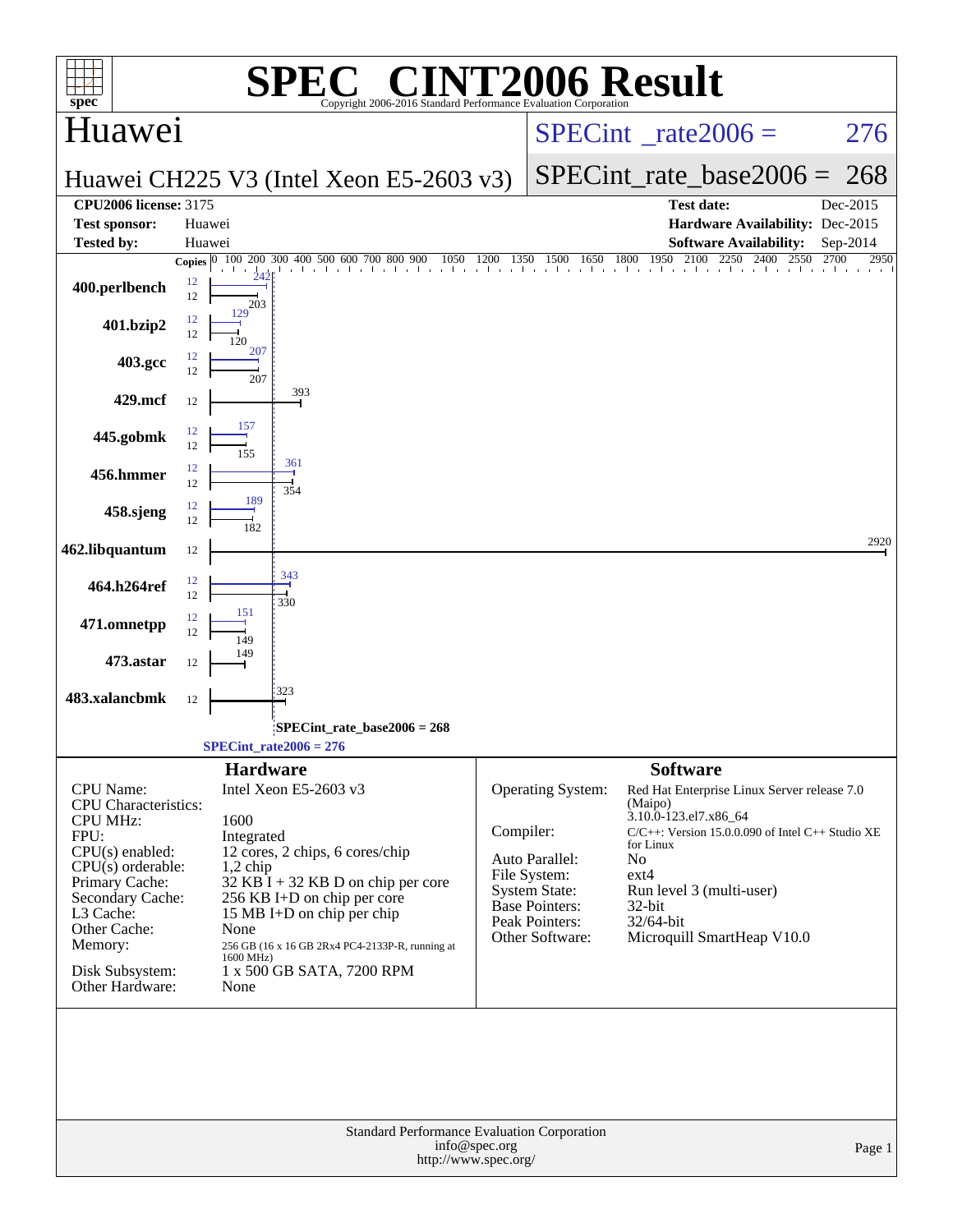# SPEC® CINT2006 Result

Copyright 2006-2016 Standard Performance Evaluation Corporation

## Huawei

**Huawei CH225 V3 (Intel Xeon E5-2603 v3)**

SPECint_rate2006 = 276

SPECint_rate_base2006 = 268

| | | | |
|---|---|---|---|
| **CPU2006 license:** 3175 | | **Test date:** | Dec-2015 |
| **Test sponsor:** | Huawei | **Hardware Availability:** | Dec-2015 |
| **Tested by:** | Huawei | **Software Availability:** | Sep-2014 |

| Benchmark | Copies (peak) | Peak | Copies (base) | Base |
|---|---|---|---|---|
| 400.perlbench | 12 | 242 | 12 | 203 |
| 401.bzip2 | 12 | 129 | 12 | 120 |
| 403.gcc | 12 | 207 | 12 | 207 |
| 429.mcf | | | 12 | 393 |
| 445.gobmk | 12 | 157 | 12 | 155 |
| 456.hmmer | 12 | 361 | 12 | 354 |
| 458.sjeng | 12 | 189 | 12 | 182 |
| 462.libquantum | | | 12 | 2920 |
| 464.h264ref | 12 | 343 | 12 | 330 |
| 471.omnetpp | 12 | 151 | 12 | 149 |
| 473.astar | | | 12 | 149 |
| 483.xalancbmk | | | 12 | 323 |

SPECint_rate_base2006 = 268

SPECint_rate2006 = 276

### Hardware

| | |
|---|---|
| CPU Name: | Intel Xeon E5-2603 v3 |
| CPU Characteristics: | |
| CPU MHz: | 1600 |
| FPU: | Integrated |
| CPU(s) enabled: | 12 cores, 2 chips, 6 cores/chip |
| CPU(s) orderable: | 1,2 chip |
| Primary Cache: | 32 KB I + 32 KB D on chip per core |
| Secondary Cache: | 256 KB I+D on chip per core |
| L3 Cache: | 15 MB I+D on chip per chip |
| Other Cache: | None |
| Memory: | 256 GB (16 x 16 GB 2Rx4 PC4-2133P-R, running at 1600 MHz) |
| Disk Subsystem: | 1 x 500 GB SATA, 7200 RPM |
| Other Hardware: | None |

### Software

| | |
|---|---|
| Operating System: | Red Hat Enterprise Linux Server release 7.0 (Maipo) 3.10.0-123.el7.x86_64 |
| Compiler: | C/C++: Version 15.0.0.090 of Intel C++ Studio XE for Linux |
| Auto Parallel: | No |
| File System: | ext4 |
| System State: | Run level 3 (multi-user) |
| Base Pointers: | 32-bit |
| Peak Pointers: | 32/64-bit |
| Other Software: | Microquill SmartHeap V10.0 |

Standard Performance Evaluation Corporation
info@spec.org
http://www.spec.org/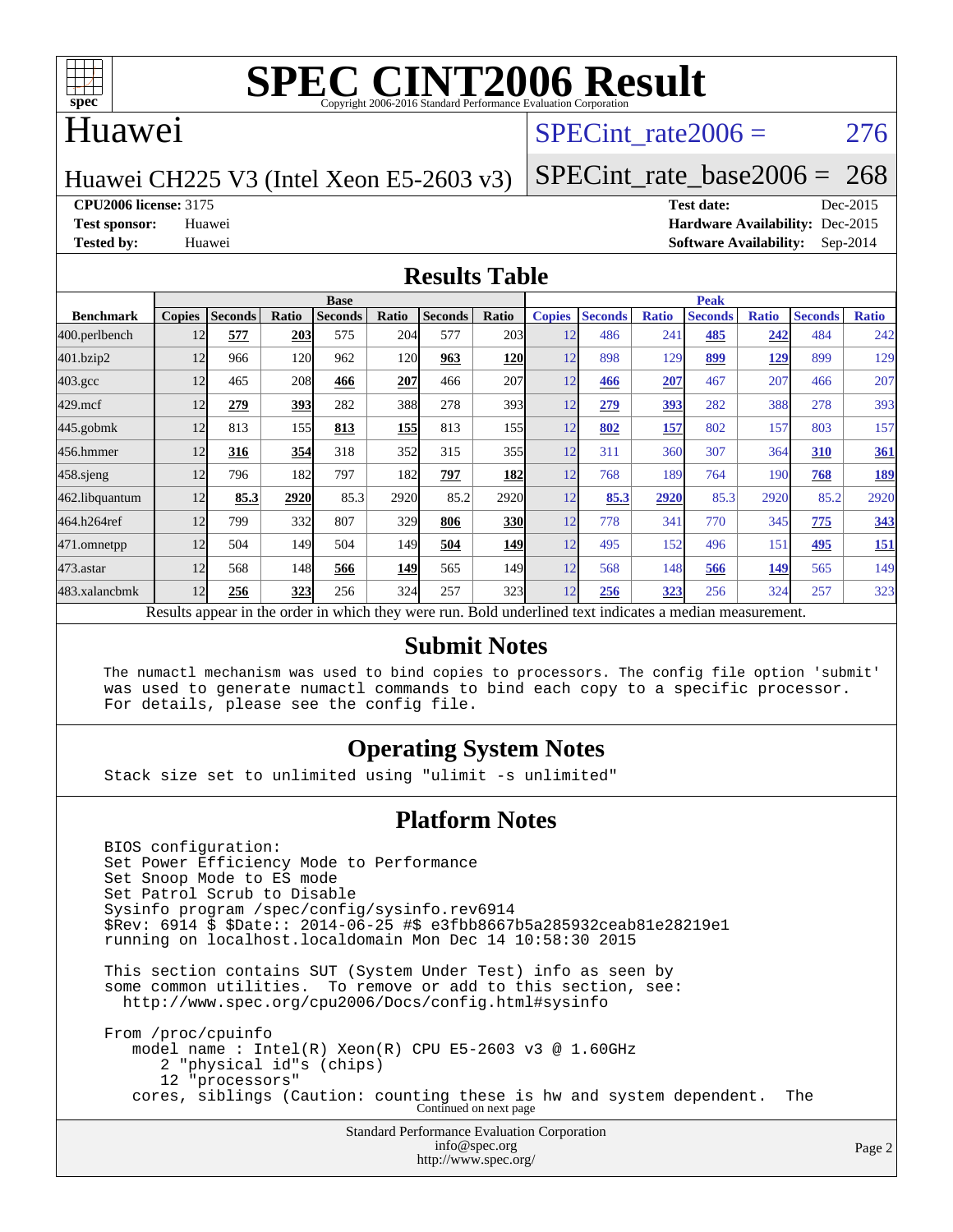# SPEC CINT2006 Result

Copyright 2006-2016 Standard Performance Evaluation Corporation

## Huawei

Huawei CH225 V3 (Intel Xeon E5-2603 v3)

SPECint_rate2006 = 276

SPECint_rate_base2006 = 268

**CPU2006 license:** 3175
**Test sponsor:** Huawei
**Tested by:** Huawei

**Test date:** Dec-2015
**Hardware Availability:** Dec-2015
**Software Availability:** Sep-2014

## Results Table

| Benchmark | Base | | | | | | | Peak | | | | | | |
|---|---|---|---|---|---|---|---|---|---|---|---|---|---|---|
| | Copies | Seconds | Ratio | Seconds | Ratio | Seconds | Ratio | Copies | Seconds | Ratio | Seconds | Ratio | Seconds | Ratio |
| 400.perlbench | 12 | **577** | **203** | 575 | 204 | 577 | 203 | 12 | 486 | 241 | **485** | **242** | 484 | 242 |
| 401.bzip2 | 12 | 966 | 120 | 962 | 120 | **963** | **120** | 12 | 898 | 129 | **899** | **129** | 899 | 129 |
| 403.gcc | 12 | 465 | 208 | **466** | **207** | 466 | 207 | 12 | **466** | **207** | 467 | 207 | 466 | 207 |
| 429.mcf | 12 | **279** | **393** | 282 | 388 | 278 | 393 | 12 | **279** | **393** | 282 | 388 | 278 | 393 |
| 445.gobmk | 12 | 813 | 155 | **813** | **155** | 813 | 155 | 12 | **802** | **157** | 802 | 157 | 803 | 157 |
| 456.hmmer | 12 | **316** | **354** | 318 | 352 | 315 | 355 | 12 | 311 | 360 | 307 | 364 | **310** | **361** |
| 458.sjeng | 12 | 796 | 182 | 797 | 182 | **797** | **182** | 12 | 768 | 189 | 764 | 190 | **768** | **189** |
| 462.libquantum | 12 | **85.3** | **2920** | 85.3 | 2920 | 85.2 | 2920 | 12 | **85.3** | **2920** | 85.3 | 2920 | 85.2 | 2920 |
| 464.h264ref | 12 | 799 | 332 | 807 | 329 | **806** | **330** | 12 | 778 | 341 | 770 | 345 | **775** | **343** |
| 471.omnetpp | 12 | 504 | 149 | 504 | 149 | **504** | **149** | 12 | 495 | 152 | 496 | 151 | **495** | **151** |
| 473.astar | 12 | 568 | 148 | **566** | **149** | 565 | 149 | 12 | 568 | 148 | **566** | **149** | 565 | 149 |
| 483.xalancbmk | 12 | **256** | **323** | 256 | 324 | 257 | 323 | 12 | **256** | **323** | 256 | 324 | 257 | 323 |

Results appear in the order in which they were run. Bold underlined text indicates a median measurement.

## Submit Notes

```
The numactl mechanism was used to bind copies to processors. The config file option 'submit'
was used to generate numactl commands to bind each copy to a specific processor.
For details, please see the config file.
```

## Operating System Notes

```
Stack size set to unlimited using "ulimit -s unlimited"
```

## Platform Notes

```
BIOS configuration:
Set Power Efficiency Mode to Performance
Set Snoop Mode to ES mode
Set Patrol Scrub to Disable
Sysinfo program /spec/config/sysinfo.rev6914
$Rev: 6914 $ $Date:: 2014-06-25 #$ e3fbb8667b5a285932ceab81e28219e1
running on localhost.localdomain Mon Dec 14 10:58:30 2015

This section contains SUT (System Under Test) info as seen by
some common utilities.  To remove or add to this section, see:
  http://www.spec.org/cpu2006/Docs/config.html#sysinfo

From /proc/cpuinfo
   model name : Intel(R) Xeon(R) CPU E5-2603 v3 @ 1.60GHz
      2 "physical id"s (chips)
      12 "processors"
   cores, siblings (Caution: counting these is hw and system dependent.  The
```

Continued on next page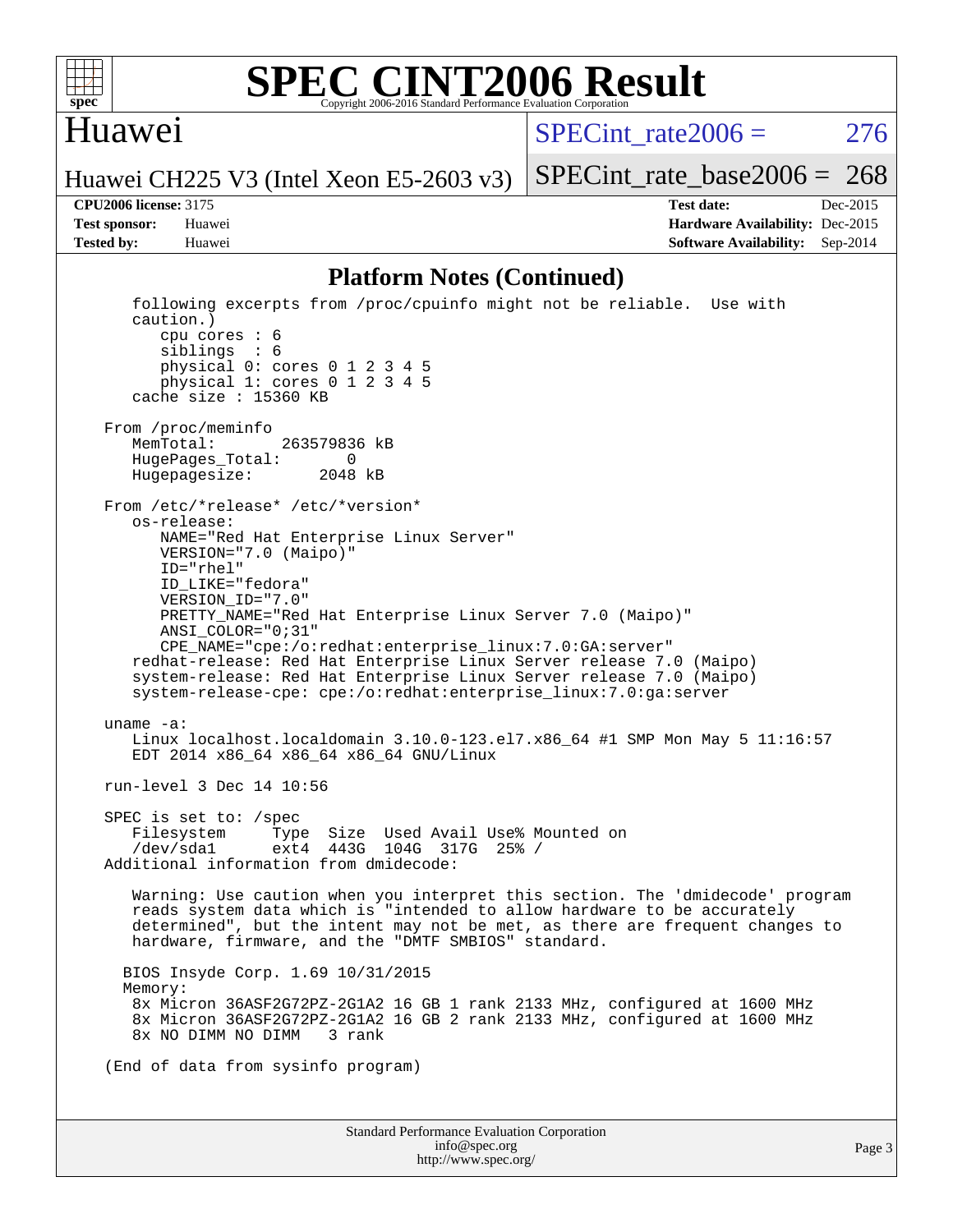## Platform Notes (Continued)

```
   following excerpts from /proc/cpuinfo might not be reliable.  Use with
   caution.)
      cpu cores : 6
      siblings  : 6
      physical 0: cores 0 1 2 3 4 5
      physical 1: cores 0 1 2 3 4 5
   cache size : 15360 KB

From /proc/meminfo
   MemTotal:       263579836 kB
   HugePages_Total:       0
   Hugepagesize:       2048 kB

From /etc/*release* /etc/*version*
   os-release:
      NAME="Red Hat Enterprise Linux Server"
      VERSION="7.0 (Maipo)"
      ID="rhel"
      ID_LIKE="fedora"
      VERSION_ID="7.0"
      PRETTY_NAME="Red Hat Enterprise Linux Server 7.0 (Maipo)"
      ANSI_COLOR="0;31"
      CPE_NAME="cpe:/o:redhat:enterprise_linux:7.0:GA:server"
   redhat-release: Red Hat Enterprise Linux Server release 7.0 (Maipo)
   system-release: Red Hat Enterprise Linux Server release 7.0 (Maipo)
   system-release-cpe: cpe:/o:redhat:enterprise_linux:7.0:ga:server

uname -a:
   Linux localhost.localdomain 3.10.0-123.el7.x86_64 #1 SMP Mon May 5 11:16:57
   EDT 2014 x86_64 x86_64 x86_64 GNU/Linux

run-level 3 Dec 14 10:56

SPEC is set to: /spec
   Filesystem     Type  Size  Used Avail Use% Mounted on
   /dev/sda1      ext4  443G  104G  317G  25% /
Additional information from dmidecode:

   Warning: Use caution when you interpret this section. The 'dmidecode' program
   reads system data which is "intended to allow hardware to be accurately
   determined", but the intent may not be met, as there are frequent changes to
   hardware, firmware, and the "DMTF SMBIOS" standard.

  BIOS Insyde Corp. 1.69 10/31/2015
  Memory:
   8x Micron 36ASF2G72PZ-2G1A2 16 GB 1 rank 2133 MHz, configured at 1600 MHz
   8x Micron 36ASF2G72PZ-2G1A2 16 GB 2 rank 2133 MHz, configured at 1600 MHz
   8x NO DIMM NO DIMM   3 rank

(End of data from sysinfo program)
```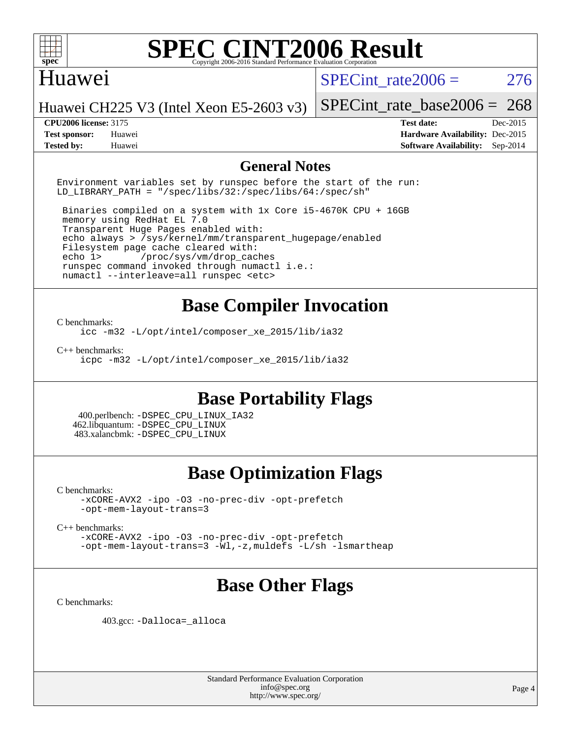# SPEC CINT2006 Result

Copyright 2006-2016 Standard Performance Evaluation Corporation

## Huawei

Huawei CH225 V3 (Intel Xeon E5-2603 v3)

SPECint_rate2006 = 276

SPECint_rate_base2006 = 268

**CPU2006 license:** 3175
**Test sponsor:** Huawei
**Tested by:** Huawei

**Test date:** Dec-2015
**Hardware Availability:** Dec-2015
**Software Availability:** Sep-2014

## General Notes

```
Environment variables set by runspec before the start of the run:
LD_LIBRARY_PATH = "/spec/libs/32:/spec/libs/64:/spec/sh"

 Binaries compiled on a system with 1x Core i5-4670K CPU + 16GB
 memory using RedHat EL 7.0
 Transparent Huge Pages enabled with:
 echo always > /sys/kernel/mm/transparent_hugepage/enabled
 Filesystem page cache cleared with:
 echo 1>       /proc/sys/vm/drop_caches
 runspec command invoked through numactl i.e.:
 numactl --interleave=all runspec <etc>
```

## Base Compiler Invocation

C benchmarks:
```
icc -m32 -L/opt/intel/composer_xe_2015/lib/ia32
```

C++ benchmarks:
```
icpc -m32 -L/opt/intel/composer_xe_2015/lib/ia32
```

## Base Portability Flags

400.perlbench: -DSPEC_CPU_LINUX_IA32
462.libquantum: -DSPEC_CPU_LINUX
483.xalancbmk: -DSPEC_CPU_LINUX

## Base Optimization Flags

C benchmarks:
```
-xCORE-AVX2 -ipo -O3 -no-prec-div -opt-prefetch
-opt-mem-layout-trans=3
```

C++ benchmarks:
```
-xCORE-AVX2 -ipo -O3 -no-prec-div -opt-prefetch
-opt-mem-layout-trans=3 -Wl,-z,muldefs -L/sh -lsmartheap
```

## Base Other Flags

C benchmarks:

403.gcc: -Dalloca=_alloca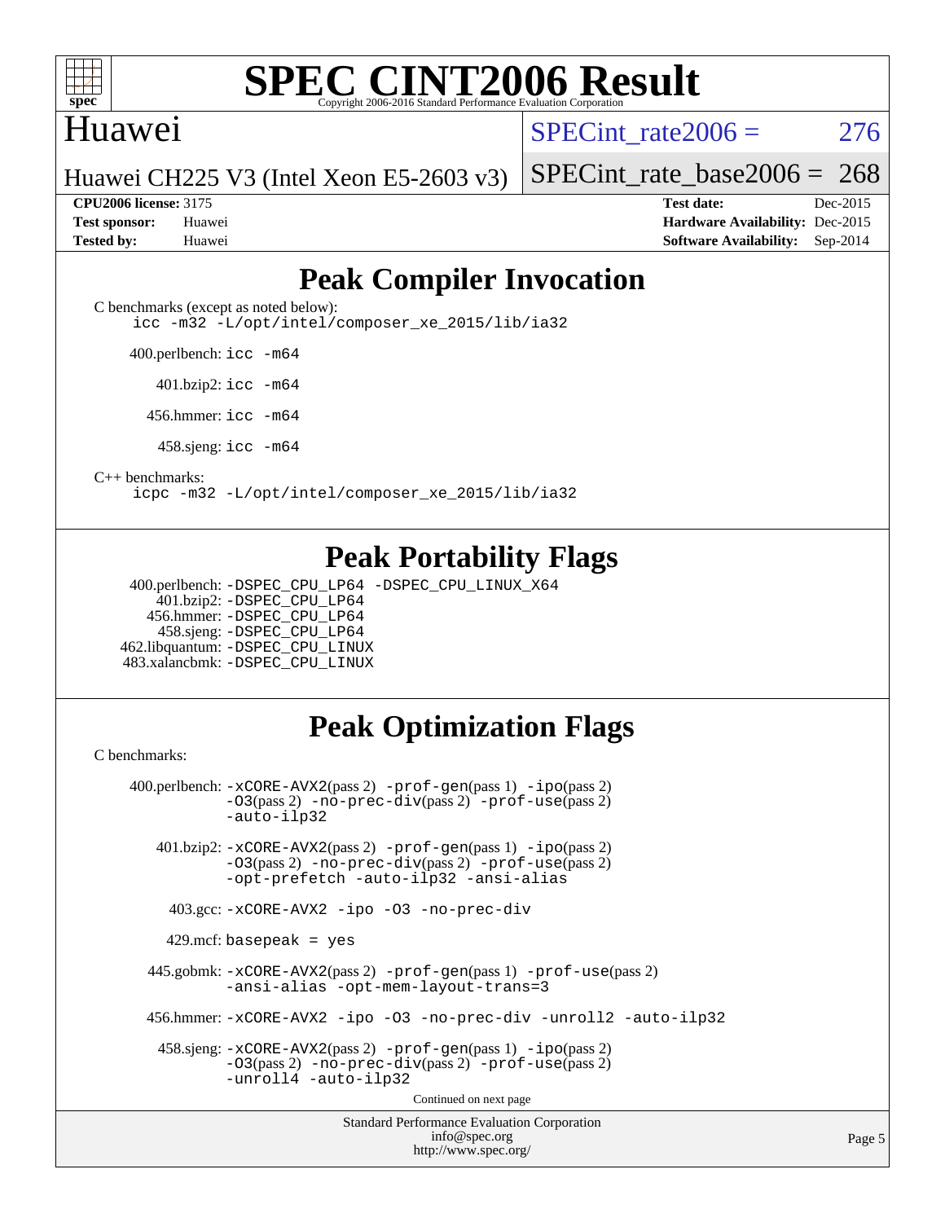# SPEC CINT2006 Result

Copyright 2006-2016 Standard Performance Evaluation Corporation

## Huawei

Huawei CH225 V3 (Intel Xeon E5-2603 v3)

SPECint_rate2006 = 276

SPECint_rate_base2006 = 268

**CPU2006 license:** 3175
**Test sponsor:** Huawei
**Tested by:** Huawei

**Test date:** Dec-2015
**Hardware Availability:** Dec-2015
**Software Availability:** Sep-2014

## Peak Compiler Invocation

C benchmarks (except as noted below):
icc -m32 -L/opt/intel/composer_xe_2015/lib/ia32

400.perlbench: icc -m64

401.bzip2: icc -m64

456.hmmer: icc -m64

458.sjeng: icc -m64

C++ benchmarks:
icpc -m32 -L/opt/intel/composer_xe_2015/lib/ia32

## Peak Portability Flags

400.perlbench: -DSPEC_CPU_LP64 -DSPEC_CPU_LINUX_X64
401.bzip2: -DSPEC_CPU_LP64
456.hmmer: -DSPEC_CPU_LP64
458.sjeng: -DSPEC_CPU_LP64
462.libquantum: -DSPEC_CPU_LINUX
483.xalancbmk: -DSPEC_CPU_LINUX

## Peak Optimization Flags

C benchmarks:

400.perlbench: -xCORE-AVX2(pass 2) -prof-gen(pass 1) -ipo(pass 2) -O3(pass 2) -no-prec-div(pass 2) -prof-use(pass 2) -auto-ilp32

401.bzip2: -xCORE-AVX2(pass 2) -prof-gen(pass 1) -ipo(pass 2) -O3(pass 2) -no-prec-div(pass 2) -prof-use(pass 2) -opt-prefetch -auto-ilp32 -ansi-alias

403.gcc: -xCORE-AVX2 -ipo -O3 -no-prec-div

429.mcf: basepeak = yes

445.gobmk: -xCORE-AVX2(pass 2) -prof-gen(pass 1) -prof-use(pass 2) -ansi-alias -opt-mem-layout-trans=3

456.hmmer: -xCORE-AVX2 -ipo -O3 -no-prec-div -unroll2 -auto-ilp32

458.sjeng: -xCORE-AVX2(pass 2) -prof-gen(pass 1) -ipo(pass 2) -O3(pass 2) -no-prec-div(pass 2) -prof-use(pass 2) -unroll4 -auto-ilp32

Continued on next page

Standard Performance Evaluation Corporation
info@spec.org
http://www.spec.org/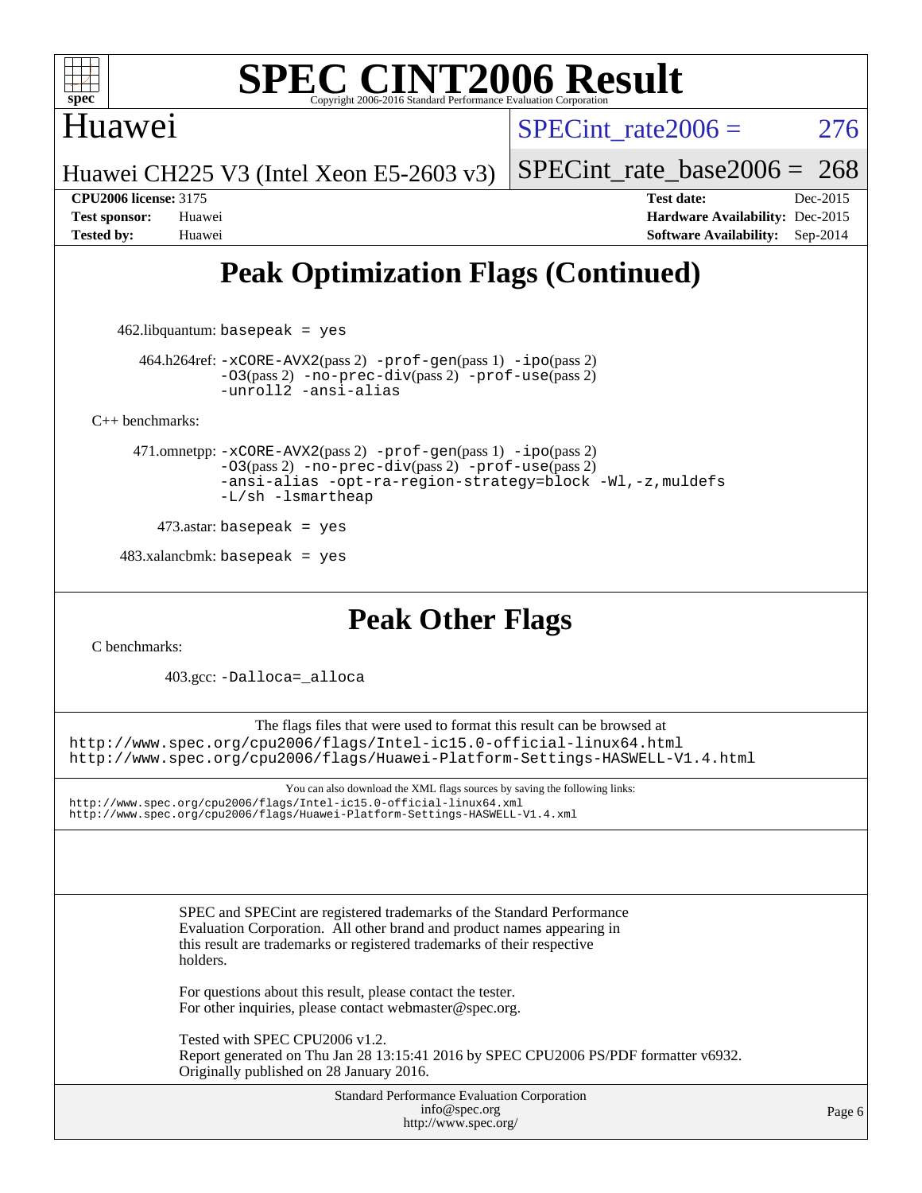# Peak Optimization Flags (Continued)

462.libquantum: basepeak = yes

464.h264ref: -xCORE-AVX2(pass 2) -prof-gen(pass 1) -ipo(pass 2) -O3(pass 2) -no-prec-div(pass 2) -prof-use(pass 2) -unroll2 -ansi-alias

C++ benchmarks:

471.omnetpp: -xCORE-AVX2(pass 2) -prof-gen(pass 1) -ipo(pass 2) -O3(pass 2) -no-prec-div(pass 2) -prof-use(pass 2) -ansi-alias -opt-ra-region-strategy=block -Wl,-z,muldefs -L/sh -lsmartheap

473.astar: basepeak = yes

483.xalancbmk: basepeak = yes

# Peak Other Flags

C benchmarks:

403.gcc: -Dalloca=_alloca

The flags files that were used to format this result can be browsed at
http://www.spec.org/cpu2006/flags/Intel-ic15.0-official-linux64.html
http://www.spec.org/cpu2006/flags/Huawei-Platform-Settings-HASWELL-V1.4.html

You can also download the XML flags sources by saving the following links:
http://www.spec.org/cpu2006/flags/Intel-ic15.0-official-linux64.xml
http://www.spec.org/cpu2006/flags/Huawei-Platform-Settings-HASWELL-V1.4.xml

SPEC and SPECint are registered trademarks of the Standard Performance Evaluation Corporation. All other brand and product names appearing in this result are trademarks or registered trademarks of their respective holders.

For questions about this result, please contact the tester.
For other inquiries, please contact webmaster@spec.org.

Tested with SPEC CPU2006 v1.2.
Report generated on Thu Jan 28 13:15:41 2016 by SPEC CPU2006 PS/PDF formatter v6932.
Originally published on 28 January 2016.